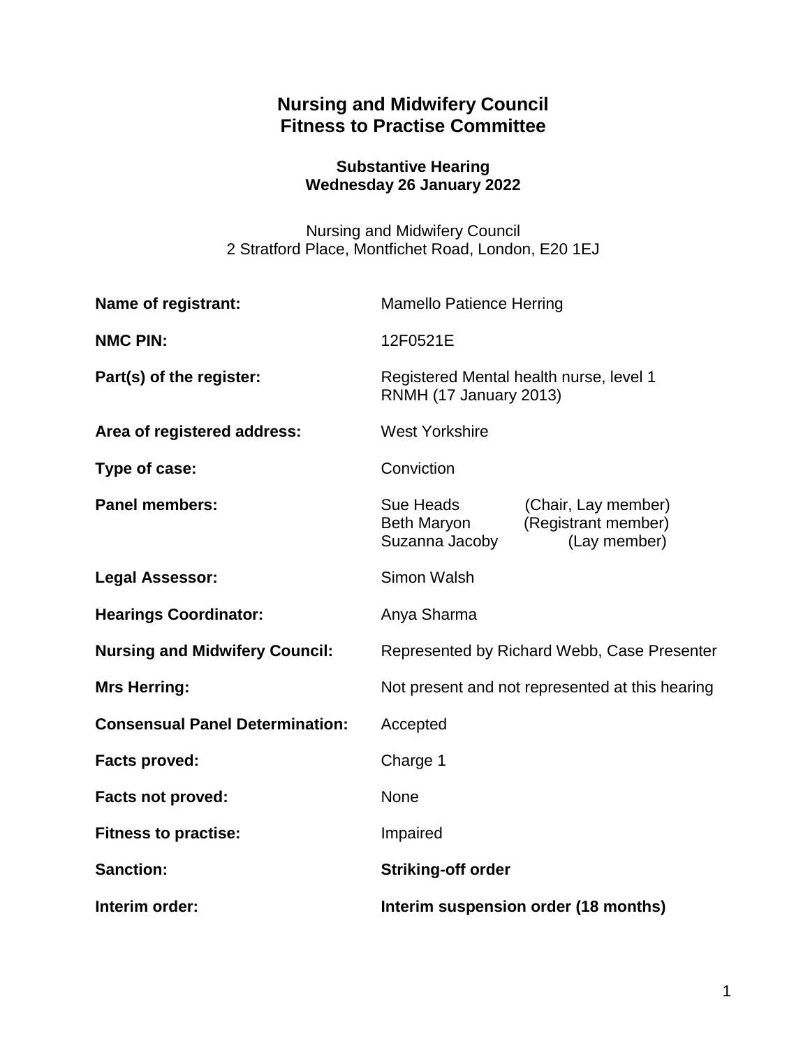# Nursing and Midwifery Council
# Fitness to Practise Committee

### Substantive Hearing
### Wednesday 26 January 2022

Nursing and Midwifery Council
2 Stratford Place, Montfichet Road, London, E20 1EJ

| | |
|---|---|
| **Name of registrant:** | Mamello Patience Herring |
| **NMC PIN:** | 12F0521E |
| **Part(s) of the register:** | Registered Mental health nurse, level 1<br>RNMH (17 January 2013) |
| **Area of registered address:** | West Yorkshire |
| **Type of case:** | Conviction |
| **Panel members:** | Sue Heads (Chair, Lay member)<br>Beth Maryon (Registrant member)<br>Suzanna Jacoby (Lay member) |
| **Legal Assessor:** | Simon Walsh |
| **Hearings Coordinator:** | Anya Sharma |
| **Nursing and Midwifery Council:** | Represented by Richard Webb, Case Presenter |
| **Mrs Herring:** | Not present and not represented at this hearing |
| **Consensual Panel Determination:** | Accepted |
| **Facts proved:** | Charge 1 |
| **Facts not proved:** | None |
| **Fitness to practise:** | Impaired |
| **Sanction:** | **Striking-off order** |
| **Interim order:** | **Interim suspension order (18 months)** |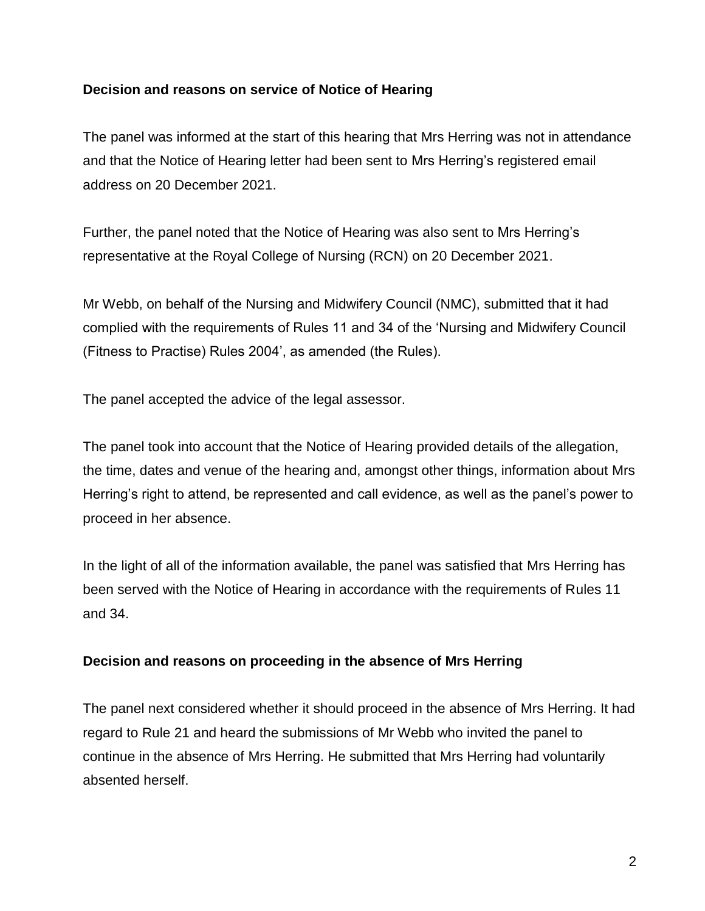**Decision and reasons on service of Notice of Hearing**

The panel was informed at the start of this hearing that Mrs Herring was not in attendance and that the Notice of Hearing letter had been sent to Mrs Herring's registered email address on 20 December 2021.

Further, the panel noted that the Notice of Hearing was also sent to Mrs Herring's representative at the Royal College of Nursing (RCN) on 20 December 2021.

Mr Webb, on behalf of the Nursing and Midwifery Council (NMC), submitted that it had complied with the requirements of Rules 11 and 34 of the 'Nursing and Midwifery Council (Fitness to Practise) Rules 2004', as amended (the Rules).

The panel accepted the advice of the legal assessor.

The panel took into account that the Notice of Hearing provided details of the allegation, the time, dates and venue of the hearing and, amongst other things, information about Mrs Herring's right to attend, be represented and call evidence, as well as the panel's power to proceed in her absence.

In the light of all of the information available, the panel was satisfied that Mrs Herring has been served with the Notice of Hearing in accordance with the requirements of Rules 11 and 34.

**Decision and reasons on proceeding in the absence of Mrs Herring**

The panel next considered whether it should proceed in the absence of Mrs Herring. It had regard to Rule 21 and heard the submissions of Mr Webb who invited the panel to continue in the absence of Mrs Herring. He submitted that Mrs Herring had voluntarily absented herself.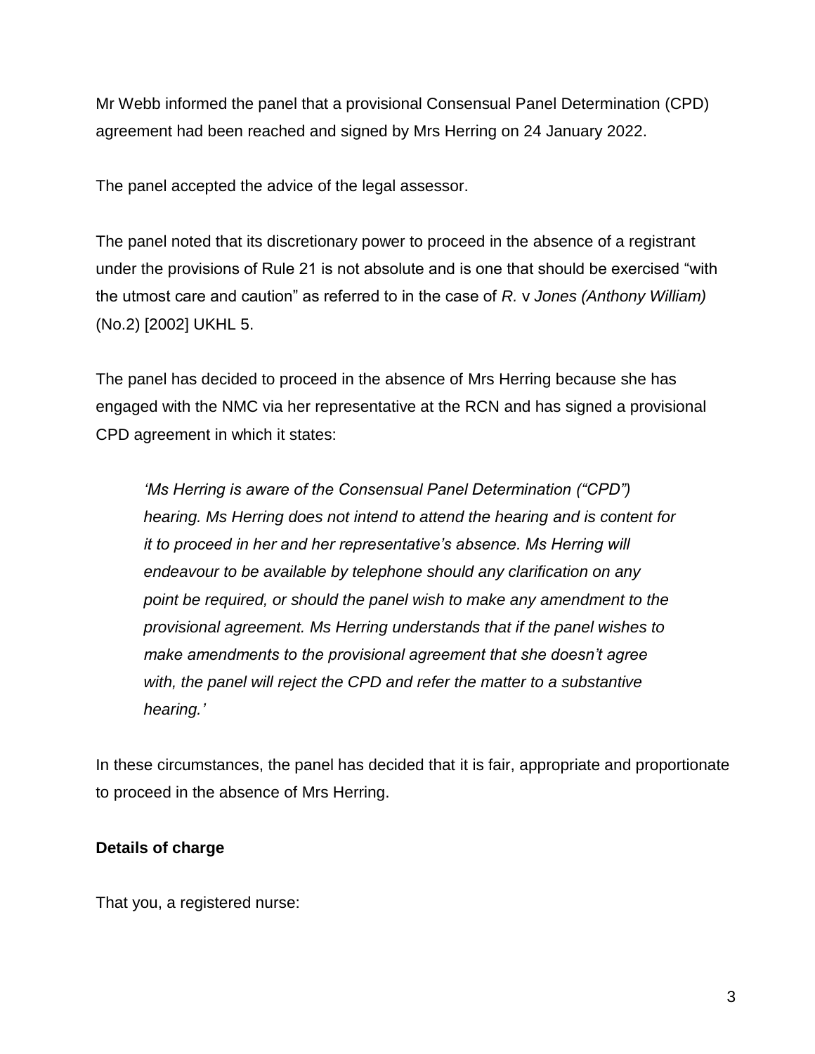Mr Webb informed the panel that a provisional Consensual Panel Determination (CPD) agreement had been reached and signed by Mrs Herring on 24 January 2022.

The panel accepted the advice of the legal assessor.

The panel noted that its discretionary power to proceed in the absence of a registrant under the provisions of Rule 21 is not absolute and is one that should be exercised "with the utmost care and caution" as referred to in the case of *R.* v *Jones (Anthony William)* (No.2) [2002] UKHL 5.

The panel has decided to proceed in the absence of Mrs Herring because she has engaged with the NMC via her representative at the RCN and has signed a provisional CPD agreement in which it states:

> *'Ms Herring is aware of the Consensual Panel Determination ("CPD") hearing. Ms Herring does not intend to attend the hearing and is content for it to proceed in her and her representative's absence. Ms Herring will endeavour to be available by telephone should any clarification on any point be required, or should the panel wish to make any amendment to the provisional agreement. Ms Herring understands that if the panel wishes to make amendments to the provisional agreement that she doesn't agree with, the panel will reject the CPD and refer the matter to a substantive hearing.'*

In these circumstances, the panel has decided that it is fair, appropriate and proportionate to proceed in the absence of Mrs Herring.

**Details of charge**

That you, a registered nurse: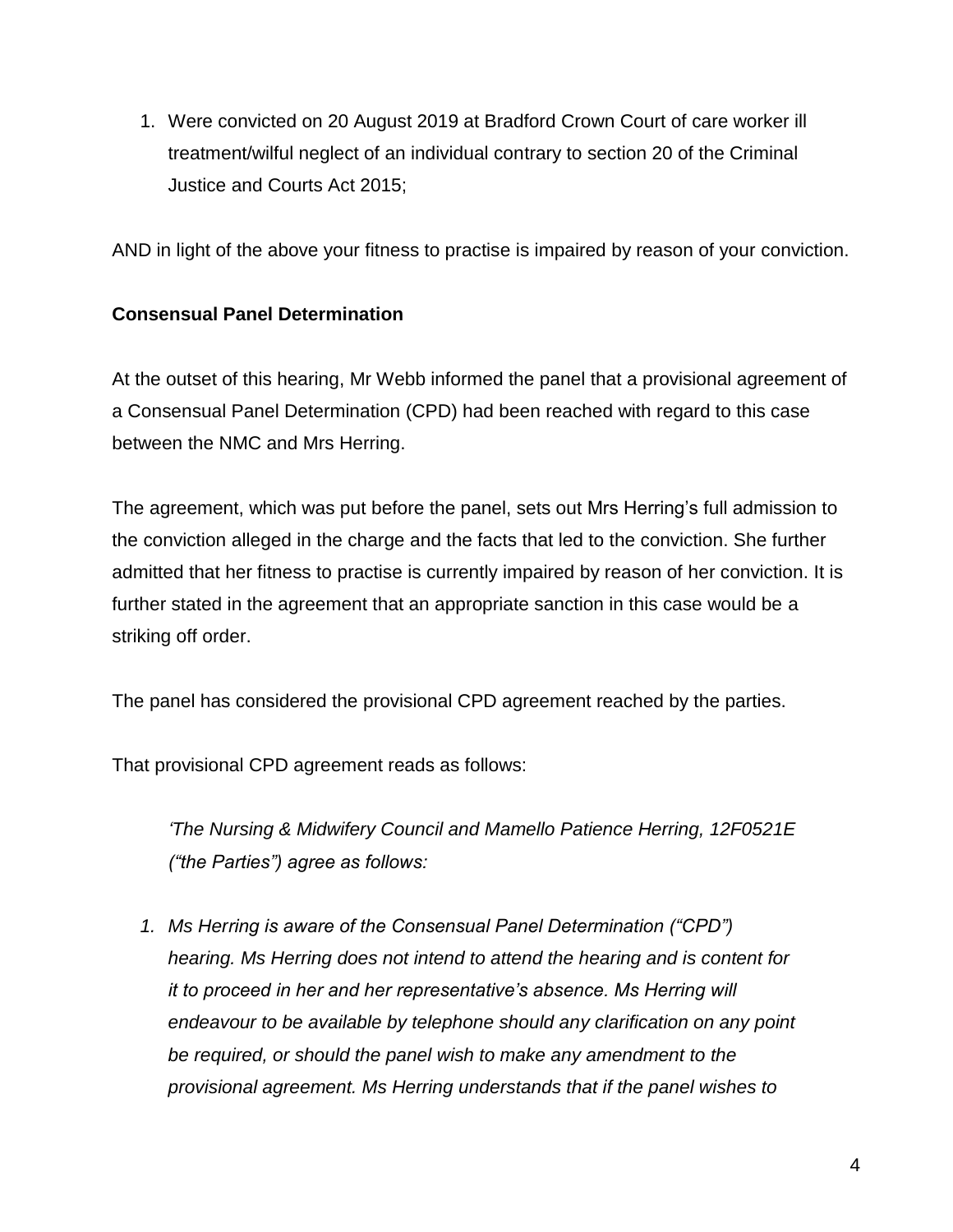1. Were convicted on 20 August 2019 at Bradford Crown Court of care worker ill treatment/wilful neglect of an individual contrary to section 20 of the Criminal Justice and Courts Act 2015;

AND in light of the above your fitness to practise is impaired by reason of your conviction.

**Consensual Panel Determination**

At the outset of this hearing, Mr Webb informed the panel that a provisional agreement of a Consensual Panel Determination (CPD) had been reached with regard to this case between the NMC and Mrs Herring.

The agreement, which was put before the panel, sets out Mrs Herring's full admission to the conviction alleged in the charge and the facts that led to the conviction. She further admitted that her fitness to practise is currently impaired by reason of her conviction. It is further stated in the agreement that an appropriate sanction in this case would be a striking off order.

The panel has considered the provisional CPD agreement reached by the parties.

That provisional CPD agreement reads as follows:

*'The Nursing & Midwifery Council and Mamello Patience Herring, 12F0521E ("the Parties") agree as follows:*

1. *Ms Herring is aware of the Consensual Panel Determination ("CPD") hearing. Ms Herring does not intend to attend the hearing and is content for it to proceed in her and her representative's absence. Ms Herring will endeavour to be available by telephone should any clarification on any point be required, or should the panel wish to make any amendment to the provisional agreement. Ms Herring understands that if the panel wishes to*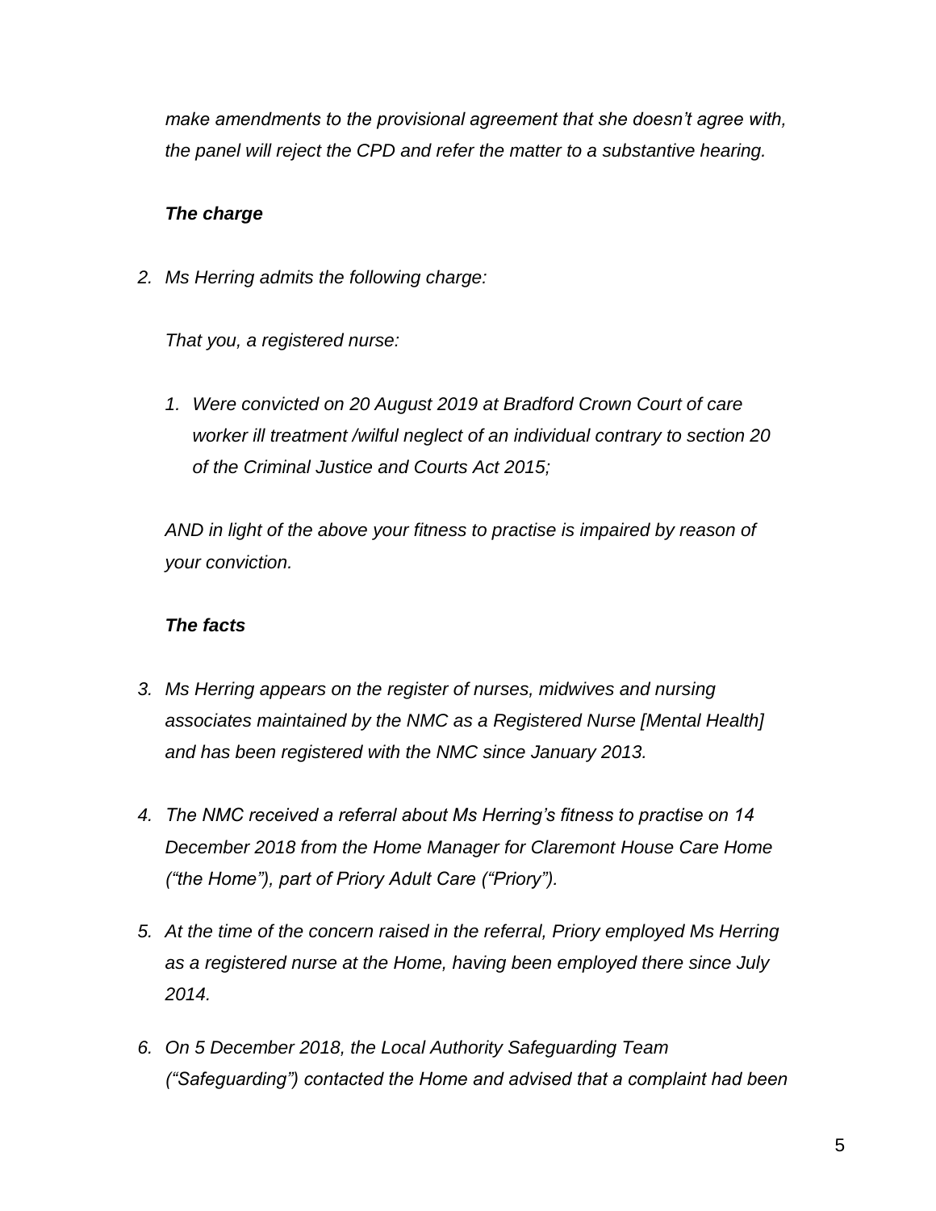*make amendments to the provisional agreement that she doesn't agree with, the panel will reject the CPD and refer the matter to a substantive hearing.*

***The charge***

2. *Ms Herring admits the following charge:*

   *That you, a registered nurse:*

   1. *Were convicted on 20 August 2019 at Bradford Crown Court of care worker ill treatment /wilful neglect of an individual contrary to section 20 of the Criminal Justice and Courts Act 2015;*

   *AND in light of the above your fitness to practise is impaired by reason of your conviction.*

***The facts***

3. *Ms Herring appears on the register of nurses, midwives and nursing associates maintained by the NMC as a Registered Nurse [Mental Health] and has been registered with the NMC since January 2013.*

4. *The NMC received a referral about Ms Herring's fitness to practise on 14 December 2018 from the Home Manager for Claremont House Care Home ("the Home"), part of Priory Adult Care ("Priory").*

5. *At the time of the concern raised in the referral, Priory employed Ms Herring as a registered nurse at the Home, having been employed there since July 2014.*

6. *On 5 December 2018, the Local Authority Safeguarding Team ("Safeguarding") contacted the Home and advised that a complaint had been*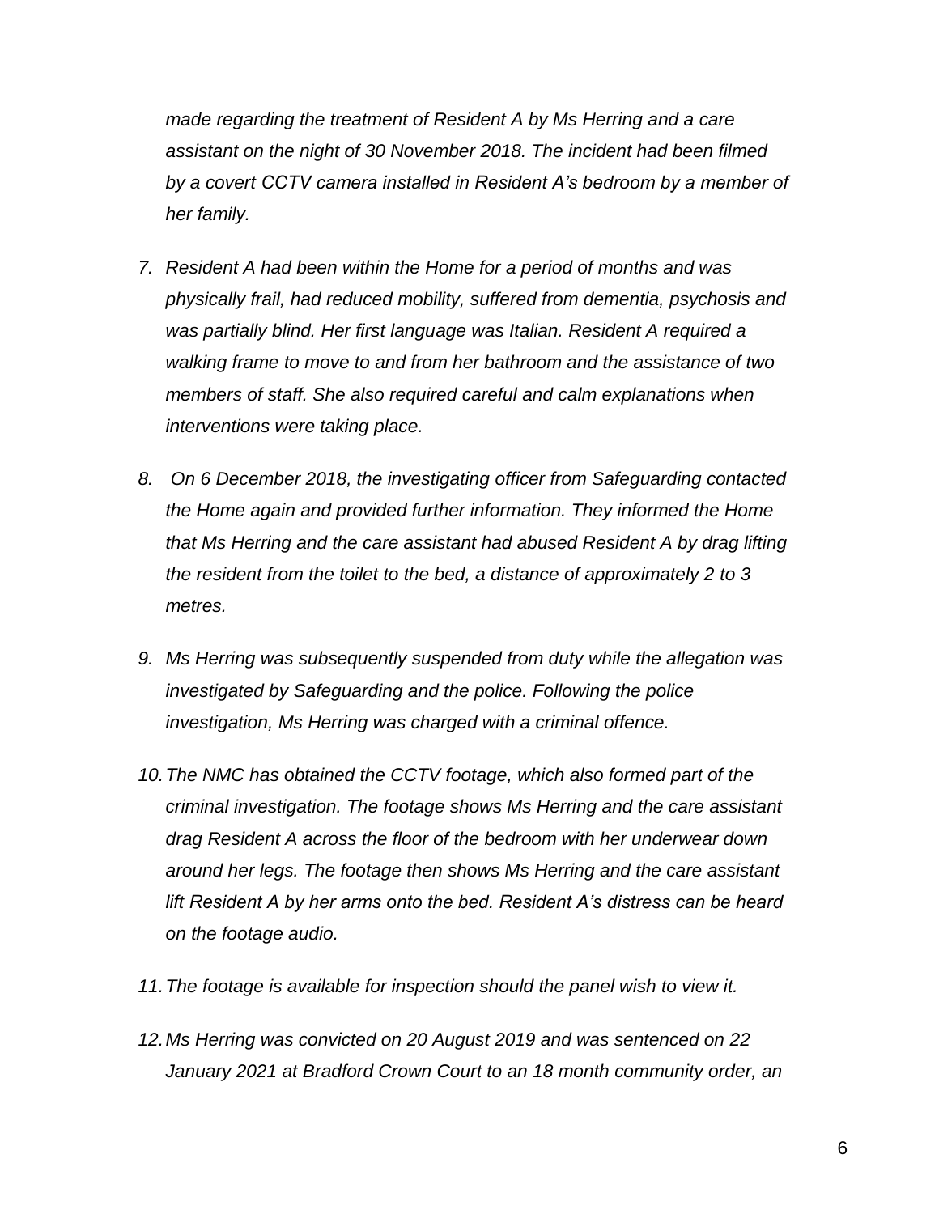*made regarding the treatment of Resident A by Ms Herring and a care assistant on the night of 30 November 2018. The incident had been filmed by a covert CCTV camera installed in Resident A's bedroom by a member of her family.*

7. *Resident A had been within the Home for a period of months and was physically frail, had reduced mobility, suffered from dementia, psychosis and was partially blind. Her first language was Italian. Resident A required a walking frame to move to and from her bathroom and the assistance of two members of staff. She also required careful and calm explanations when interventions were taking place.*

8. *On 6 December 2018, the investigating officer from Safeguarding contacted the Home again and provided further information. They informed the Home that Ms Herring and the care assistant had abused Resident A by drag lifting the resident from the toilet to the bed, a distance of approximately 2 to 3 metres.*

9. *Ms Herring was subsequently suspended from duty while the allegation was investigated by Safeguarding and the police. Following the police investigation, Ms Herring was charged with a criminal offence.*

10. *The NMC has obtained the CCTV footage, which also formed part of the criminal investigation. The footage shows Ms Herring and the care assistant drag Resident A across the floor of the bedroom with her underwear down around her legs. The footage then shows Ms Herring and the care assistant lift Resident A by her arms onto the bed. Resident A's distress can be heard on the footage audio.*

11. *The footage is available for inspection should the panel wish to view it.*

12. *Ms Herring was convicted on 20 August 2019 and was sentenced on 22 January 2021 at Bradford Crown Court to an 18 month community order, an*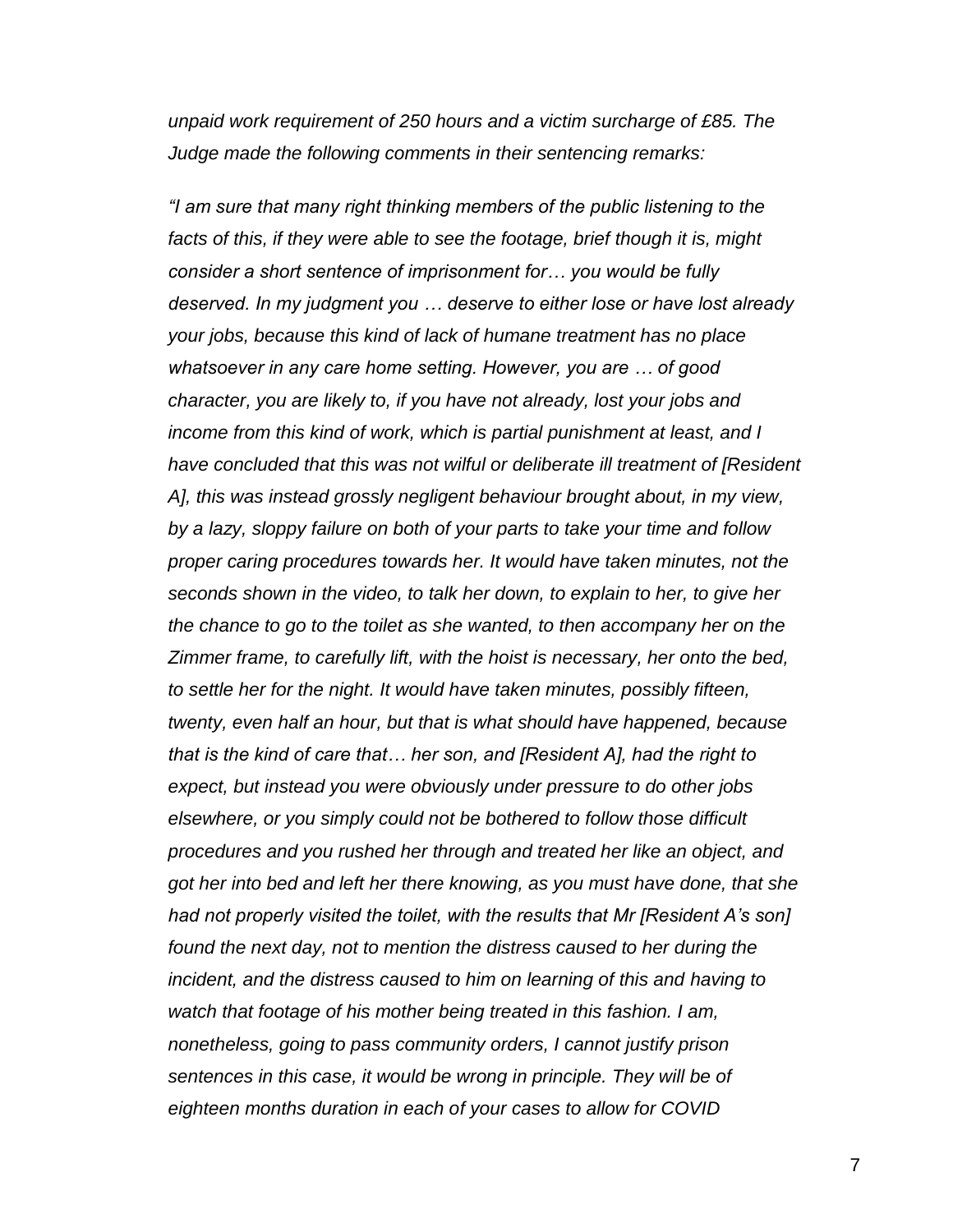*unpaid work requirement of 250 hours and a victim surcharge of £85. The Judge made the following comments in their sentencing remarks:*

*"I am sure that many right thinking members of the public listening to the facts of this, if they were able to see the footage, brief though it is, might consider a short sentence of imprisonment for… you would be fully deserved. In my judgment you … deserve to either lose or have lost already your jobs, because this kind of lack of humane treatment has no place whatsoever in any care home setting. However, you are … of good character, you are likely to, if you have not already, lost your jobs and income from this kind of work, which is partial punishment at least, and I have concluded that this was not wilful or deliberate ill treatment of [Resident A], this was instead grossly negligent behaviour brought about, in my view, by a lazy, sloppy failure on both of your parts to take your time and follow proper caring procedures towards her. It would have taken minutes, not the seconds shown in the video, to talk her down, to explain to her, to give her the chance to go to the toilet as she wanted, to then accompany her on the Zimmer frame, to carefully lift, with the hoist is necessary, her onto the bed, to settle her for the night. It would have taken minutes, possibly fifteen, twenty, even half an hour, but that is what should have happened, because that is the kind of care that… her son, and [Resident A], had the right to expect, but instead you were obviously under pressure to do other jobs elsewhere, or you simply could not be bothered to follow those difficult procedures and you rushed her through and treated her like an object, and got her into bed and left her there knowing, as you must have done, that she had not properly visited the toilet, with the results that Mr [Resident A's son] found the next day, not to mention the distress caused to her during the incident, and the distress caused to him on learning of this and having to watch that footage of his mother being treated in this fashion. I am, nonetheless, going to pass community orders, I cannot justify prison sentences in this case, it would be wrong in principle. They will be of eighteen months duration in each of your cases to allow for COVID*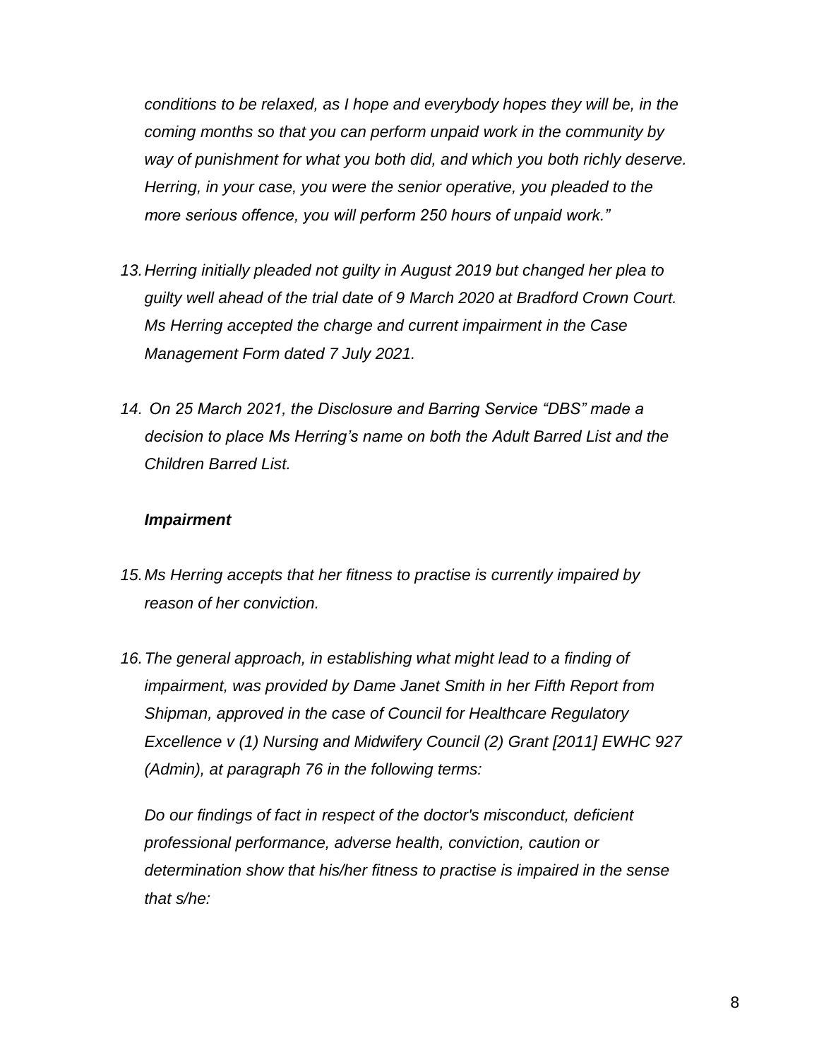*conditions to be relaxed, as I hope and everybody hopes they will be, in the coming months so that you can perform unpaid work in the community by way of punishment for what you both did, and which you both richly deserve. Herring, in your case, you were the senior operative, you pleaded to the more serious offence, you will perform 250 hours of unpaid work."*

13. *Herring initially pleaded not guilty in August 2019 but changed her plea to guilty well ahead of the trial date of 9 March 2020 at Bradford Crown Court. Ms Herring accepted the charge and current impairment in the Case Management Form dated 7 July 2021.*

14. *On 25 March 2021, the Disclosure and Barring Service "DBS" made a decision to place Ms Herring's name on both the Adult Barred List and the Children Barred List.*

***Impairment***

15. *Ms Herring accepts that her fitness to practise is currently impaired by reason of her conviction.*

16. *The general approach, in establishing what might lead to a finding of impairment, was provided by Dame Janet Smith in her Fifth Report from Shipman, approved in the case of Council for Healthcare Regulatory Excellence v (1) Nursing and Midwifery Council (2) Grant [2011] EWHC 927 (Admin), at paragraph 76 in the following terms:*

    *Do our findings of fact in respect of the doctor's misconduct, deficient professional performance, adverse health, conviction, caution or determination show that his/her fitness to practise is impaired in the sense that s/he:*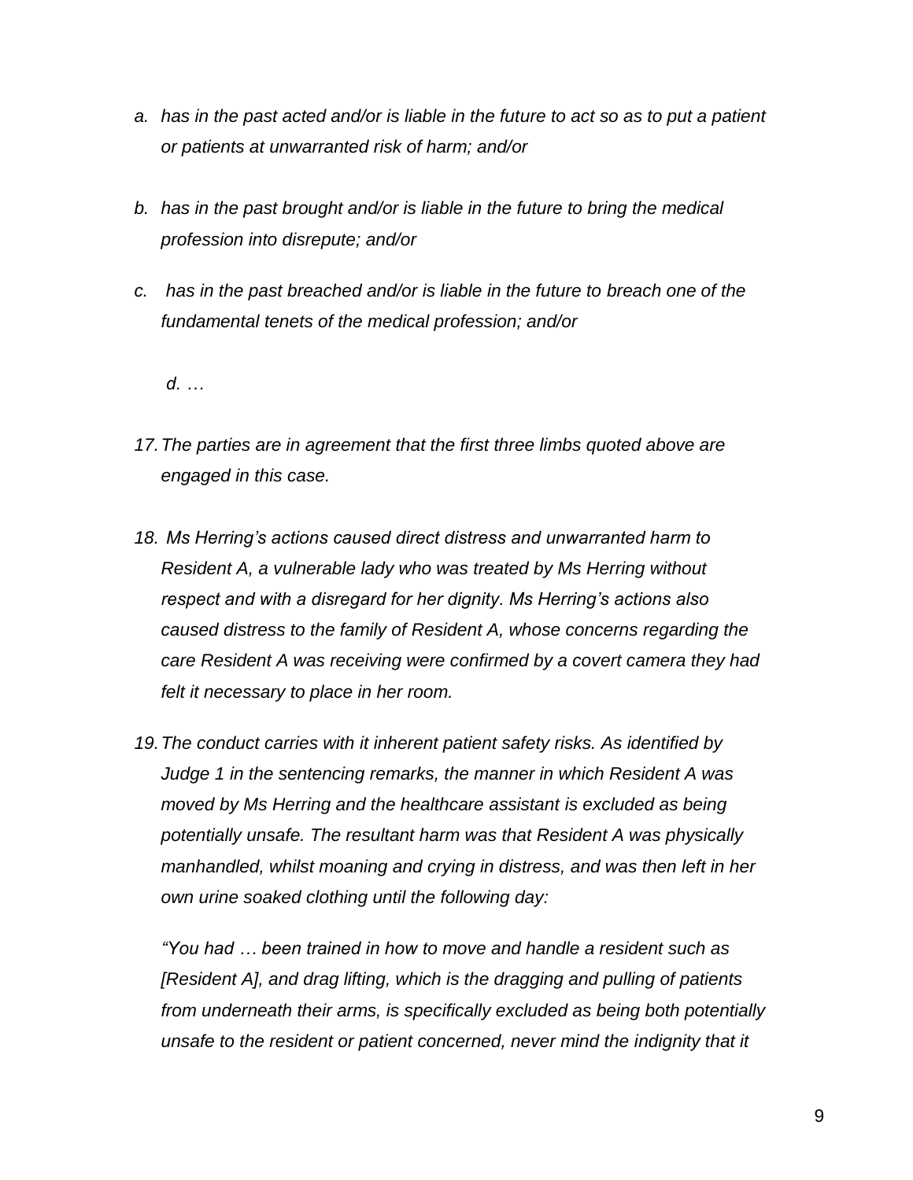*a. has in the past acted and/or is liable in the future to act so as to put a patient or patients at unwarranted risk of harm; and/or*

*b. has in the past brought and/or is liable in the future to bring the medical profession into disrepute; and/or*

*c. has in the past breached and/or is liable in the future to breach one of the fundamental tenets of the medical profession; and/or*

*d. …*

*17. The parties are in agreement that the first three limbs quoted above are engaged in this case.*

*18. Ms Herring's actions caused direct distress and unwarranted harm to Resident A, a vulnerable lady who was treated by Ms Herring without respect and with a disregard for her dignity. Ms Herring's actions also caused distress to the family of Resident A, whose concerns regarding the care Resident A was receiving were confirmed by a covert camera they had felt it necessary to place in her room.*

*19. The conduct carries with it inherent patient safety risks. As identified by Judge 1 in the sentencing remarks, the manner in which Resident A was moved by Ms Herring and the healthcare assistant is excluded as being potentially unsafe. The resultant harm was that Resident A was physically manhandled, whilst moaning and crying in distress, and was then left in her own urine soaked clothing until the following day:*

*"You had … been trained in how to move and handle a resident such as [Resident A], and drag lifting, which is the dragging and pulling of patients from underneath their arms, is specifically excluded as being both potentially unsafe to the resident or patient concerned, never mind the indignity that it*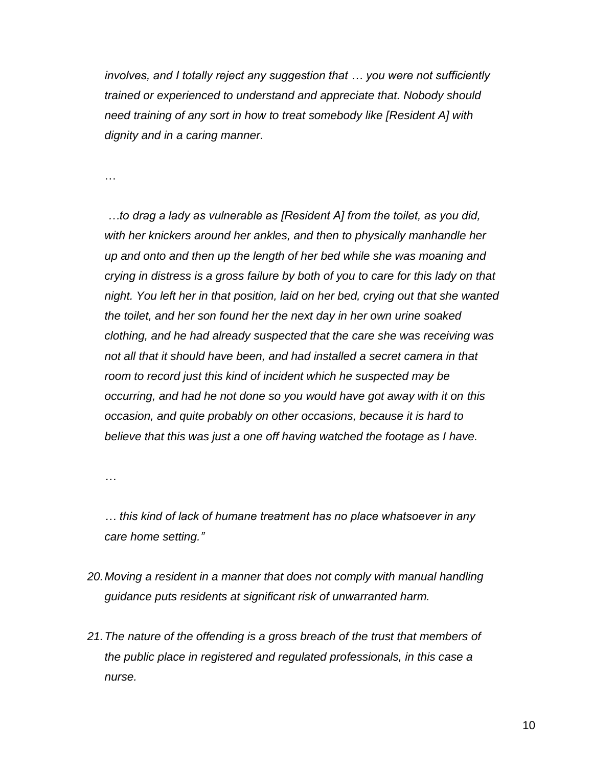*involves, and I totally reject any suggestion that … you were not sufficiently trained or experienced to understand and appreciate that. Nobody should need training of any sort in how to treat somebody like [Resident A] with dignity and in a caring manner.*

*…*

*…to drag a lady as vulnerable as [Resident A] from the toilet, as you did, with her knickers around her ankles, and then to physically manhandle her up and onto and then up the length of her bed while she was moaning and crying in distress is a gross failure by both of you to care for this lady on that night. You left her in that position, laid on her bed, crying out that she wanted the toilet, and her son found her the next day in her own urine soaked clothing, and he had already suspected that the care she was receiving was not all that it should have been, and had installed a secret camera in that room to record just this kind of incident which he suspected may be occurring, and had he not done so you would have got away with it on this occasion, and quite probably on other occasions, because it is hard to believe that this was just a one off having watched the footage as I have.*

*…*

*… this kind of lack of humane treatment has no place whatsoever in any care home setting."*

20. *Moving a resident in a manner that does not comply with manual handling guidance puts residents at significant risk of unwarranted harm.*

21. *The nature of the offending is a gross breach of the trust that members of the public place in registered and regulated professionals, in this case a nurse.*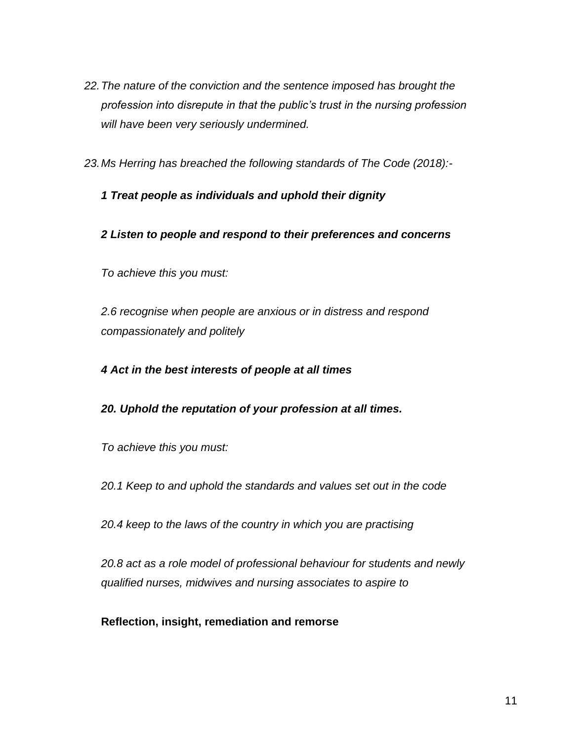*22. The nature of the conviction and the sentence imposed has brought the profession into disrepute in that the public's trust in the nursing profession will have been very seriously undermined.*

*23. Ms Herring has breached the following standards of The Code (2018):-*

***1 Treat people as individuals and uphold their dignity***

***2 Listen to people and respond to their preferences and concerns***

*To achieve this you must:*

*2.6 recognise when people are anxious or in distress and respond compassionately and politely*

***4 Act in the best interests of people at all times***

***20. Uphold the reputation of your profession at all times.***

*To achieve this you must:*

*20.1 Keep to and uphold the standards and values set out in the code*

*20.4 keep to the laws of the country in which you are practising*

*20.8 act as a role model of professional behaviour for students and newly qualified nurses, midwives and nursing associates to aspire to*

**Reflection, insight, remediation and remorse**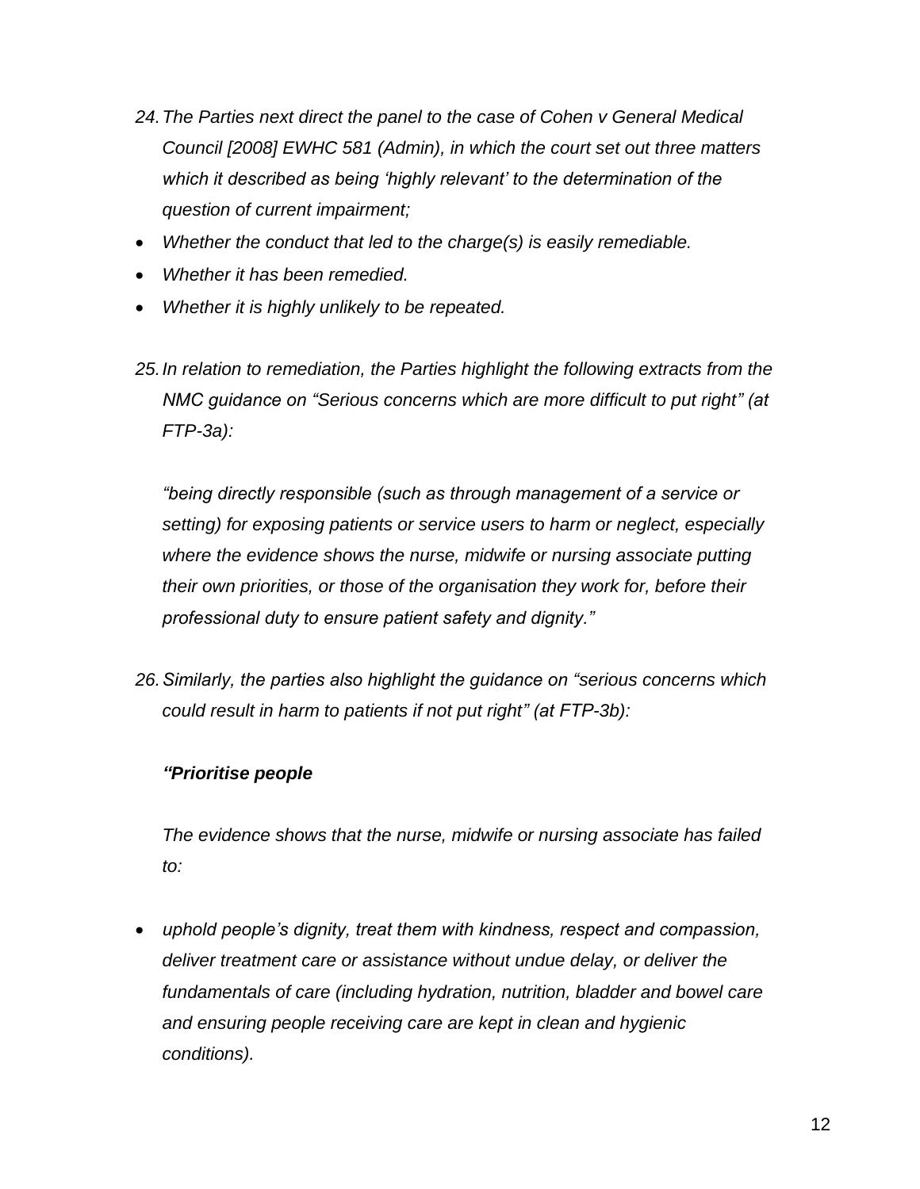*24. The Parties next direct the panel to the case of Cohen v General Medical Council [2008] EWHC 581 (Admin), in which the court set out three matters which it described as being 'highly relevant' to the determination of the question of current impairment;*

- *Whether the conduct that led to the charge(s) is easily remediable.*
- *Whether it has been remedied.*
- *Whether it is highly unlikely to be repeated.*

*25. In relation to remediation, the Parties highlight the following extracts from the NMC guidance on "Serious concerns which are more difficult to put right" (at FTP-3a):*

*"being directly responsible (such as through management of a service or setting) for exposing patients or service users to harm or neglect, especially where the evidence shows the nurse, midwife or nursing associate putting their own priorities, or those of the organisation they work for, before their professional duty to ensure patient safety and dignity."*

*26. Similarly, the parties also highlight the guidance on "serious concerns which could result in harm to patients if not put right" (at FTP-3b):*

***"Prioritise people***

*The evidence shows that the nurse, midwife or nursing associate has failed to:*

- *uphold people's dignity, treat them with kindness, respect and compassion, deliver treatment care or assistance without undue delay, or deliver the fundamentals of care (including hydration, nutrition, bladder and bowel care and ensuring people receiving care are kept in clean and hygienic conditions).*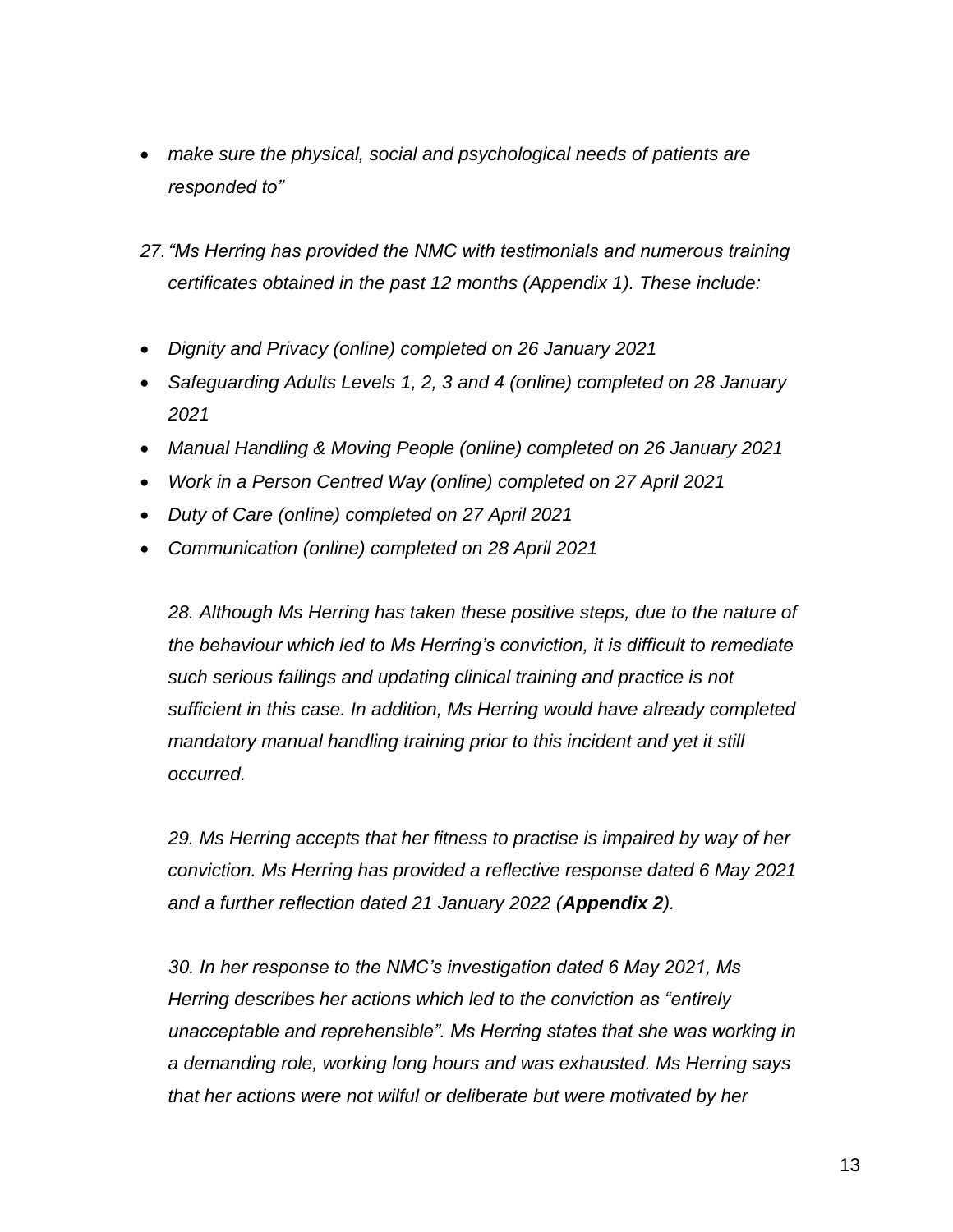- *make sure the physical, social and psychological needs of patients are responded to"*

27. *"Ms Herring has provided the NMC with testimonials and numerous training certificates obtained in the past 12 months (Appendix 1). These include:*

- *Dignity and Privacy (online) completed on 26 January 2021*
- *Safeguarding Adults Levels 1, 2, 3 and 4 (online) completed on 28 January 2021*
- *Manual Handling & Moving People (online) completed on 26 January 2021*
- *Work in a Person Centred Way (online) completed on 27 April 2021*
- *Duty of Care (online) completed on 27 April 2021*
- *Communication (online) completed on 28 April 2021*

*28. Although Ms Herring has taken these positive steps, due to the nature of the behaviour which led to Ms Herring's conviction, it is difficult to remediate such serious failings and updating clinical training and practice is not sufficient in this case. In addition, Ms Herring would have already completed mandatory manual handling training prior to this incident and yet it still occurred.*

*29. Ms Herring accepts that her fitness to practise is impaired by way of her conviction. Ms Herring has provided a reflective response dated 6 May 2021 and a further reflection dated 21 January 2022 (**Appendix 2**).*

*30. In her response to the NMC's investigation dated 6 May 2021, Ms Herring describes her actions which led to the conviction as "entirely unacceptable and reprehensible". Ms Herring states that she was working in a demanding role, working long hours and was exhausted. Ms Herring says that her actions were not wilful or deliberate but were motivated by her*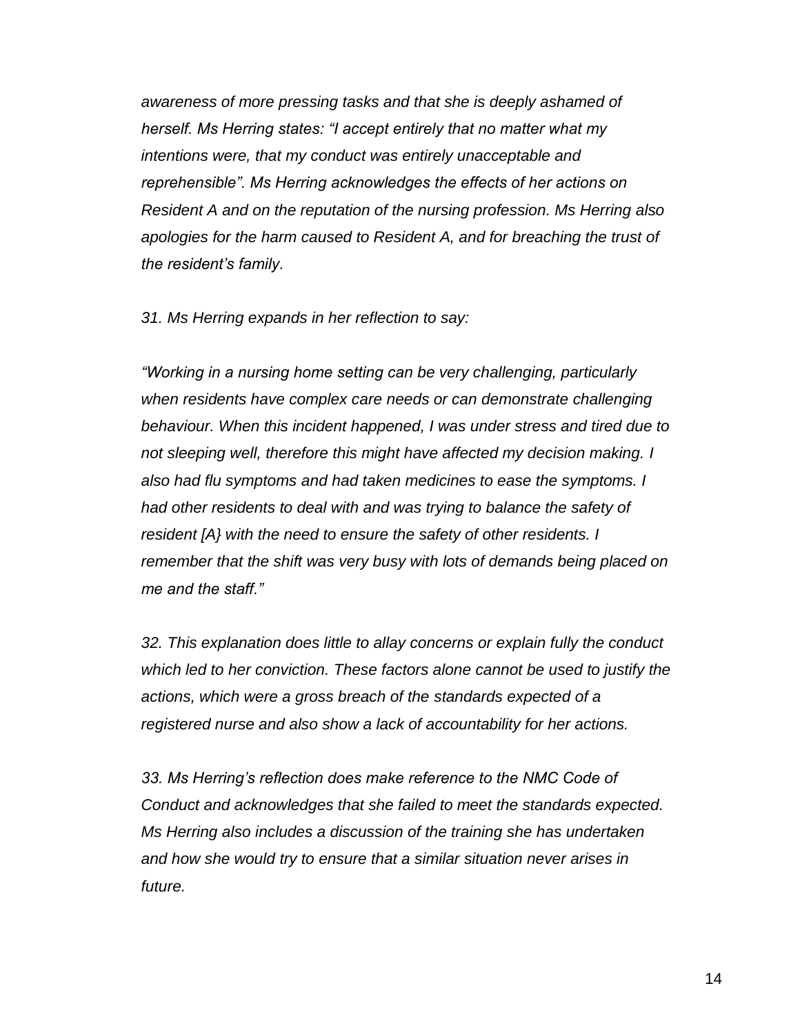*awareness of more pressing tasks and that she is deeply ashamed of herself. Ms Herring states: "I accept entirely that no matter what my intentions were, that my conduct was entirely unacceptable and reprehensible". Ms Herring acknowledges the effects of her actions on Resident A and on the reputation of the nursing profession. Ms Herring also apologies for the harm caused to Resident A, and for breaching the trust of the resident's family.*

*31. Ms Herring expands in her reflection to say:*

*"Working in a nursing home setting can be very challenging, particularly when residents have complex care needs or can demonstrate challenging behaviour. When this incident happened, I was under stress and tired due to not sleeping well, therefore this might have affected my decision making. I also had flu symptoms and had taken medicines to ease the symptoms. I had other residents to deal with and was trying to balance the safety of resident [A} with the need to ensure the safety of other residents. I remember that the shift was very busy with lots of demands being placed on me and the staff."*

*32. This explanation does little to allay concerns or explain fully the conduct which led to her conviction. These factors alone cannot be used to justify the actions, which were a gross breach of the standards expected of a registered nurse and also show a lack of accountability for her actions.*

*33. Ms Herring's reflection does make reference to the NMC Code of Conduct and acknowledges that she failed to meet the standards expected. Ms Herring also includes a discussion of the training she has undertaken and how she would try to ensure that a similar situation never arises in future.*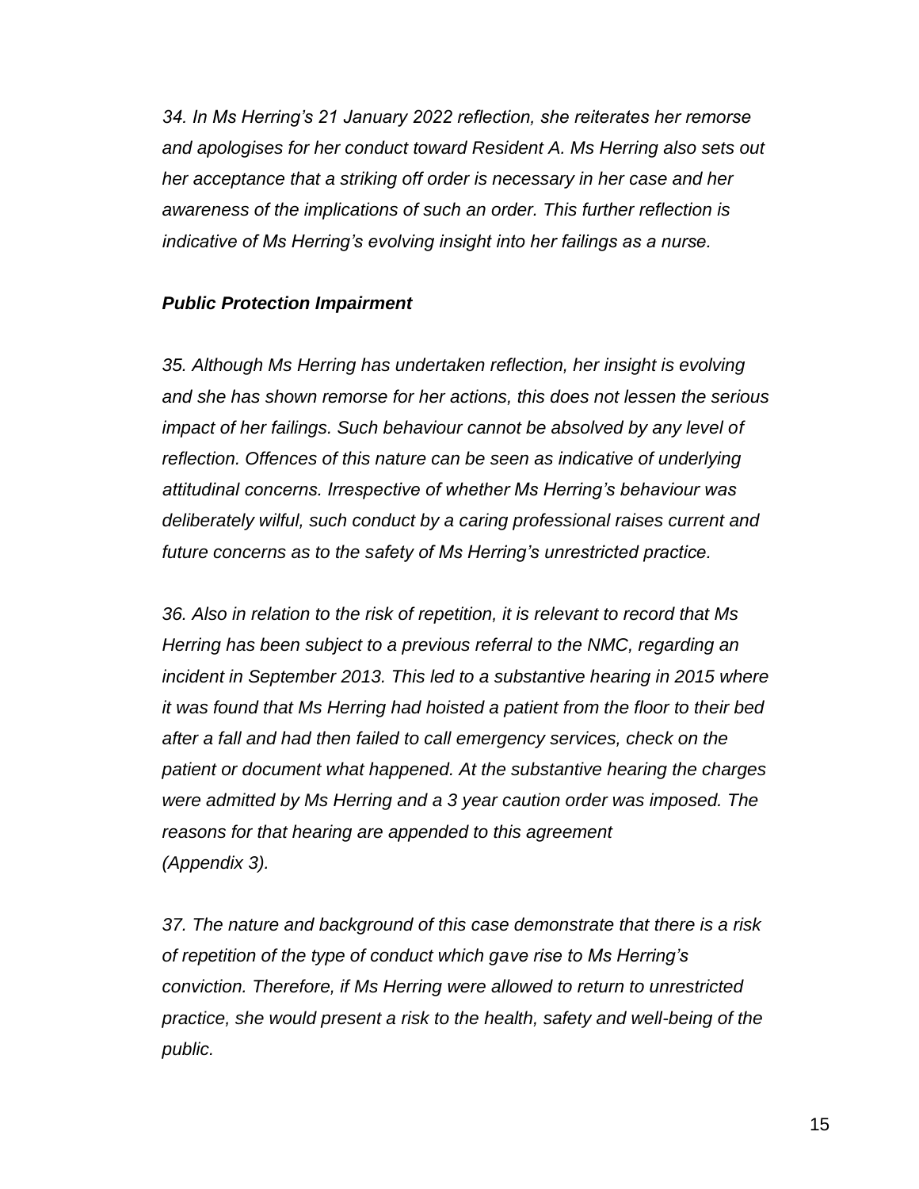*34. In Ms Herring's 21 January 2022 reflection, she reiterates her remorse and apologises for her conduct toward Resident A. Ms Herring also sets out her acceptance that a striking off order is necessary in her case and her awareness of the implications of such an order. This further reflection is indicative of Ms Herring's evolving insight into her failings as a nurse.*

***Public Protection Impairment***

*35. Although Ms Herring has undertaken reflection, her insight is evolving and she has shown remorse for her actions, this does not lessen the serious impact of her failings. Such behaviour cannot be absolved by any level of reflection. Offences of this nature can be seen as indicative of underlying attitudinal concerns. Irrespective of whether Ms Herring's behaviour was deliberately wilful, such conduct by a caring professional raises current and future concerns as to the safety of Ms Herring's unrestricted practice.*

*36. Also in relation to the risk of repetition, it is relevant to record that Ms Herring has been subject to a previous referral to the NMC, regarding an incident in September 2013. This led to a substantive hearing in 2015 where it was found that Ms Herring had hoisted a patient from the floor to their bed after a fall and had then failed to call emergency services, check on the patient or document what happened. At the substantive hearing the charges were admitted by Ms Herring and a 3 year caution order was imposed. The reasons for that hearing are appended to this agreement (Appendix 3).*

*37. The nature and background of this case demonstrate that there is a risk of repetition of the type of conduct which gave rise to Ms Herring's conviction. Therefore, if Ms Herring were allowed to return to unrestricted practice, she would present a risk to the health, safety and well-being of the public.*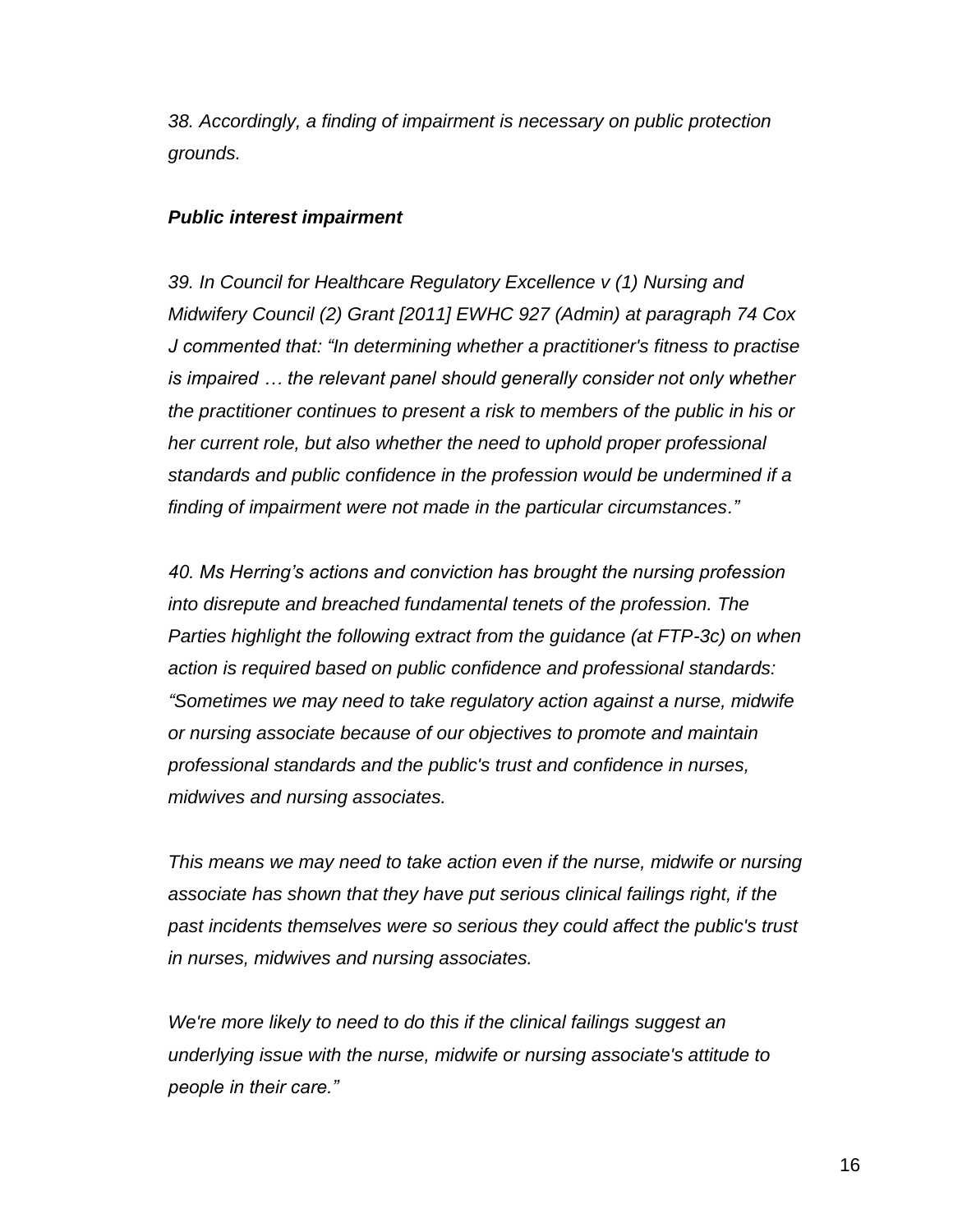*38. Accordingly, a finding of impairment is necessary on public protection grounds.*

***Public interest impairment***

*39. In Council for Healthcare Regulatory Excellence v (1) Nursing and Midwifery Council (2) Grant [2011] EWHC 927 (Admin) at paragraph 74 Cox J commented that: "In determining whether a practitioner's fitness to practise is impaired … the relevant panel should generally consider not only whether the practitioner continues to present a risk to members of the public in his or her current role, but also whether the need to uphold proper professional standards and public confidence in the profession would be undermined if a finding of impairment were not made in the particular circumstances."*

*40. Ms Herring's actions and conviction has brought the nursing profession into disrepute and breached fundamental tenets of the profession. The Parties highlight the following extract from the guidance (at FTP-3c) on when action is required based on public confidence and professional standards: "Sometimes we may need to take regulatory action against a nurse, midwife or nursing associate because of our objectives to promote and maintain professional standards and the public's trust and confidence in nurses, midwives and nursing associates.*

*This means we may need to take action even if the nurse, midwife or nursing associate has shown that they have put serious clinical failings right, if the past incidents themselves were so serious they could affect the public's trust in nurses, midwives and nursing associates.*

*We're more likely to need to do this if the clinical failings suggest an underlying issue with the nurse, midwife or nursing associate's attitude to people in their care."*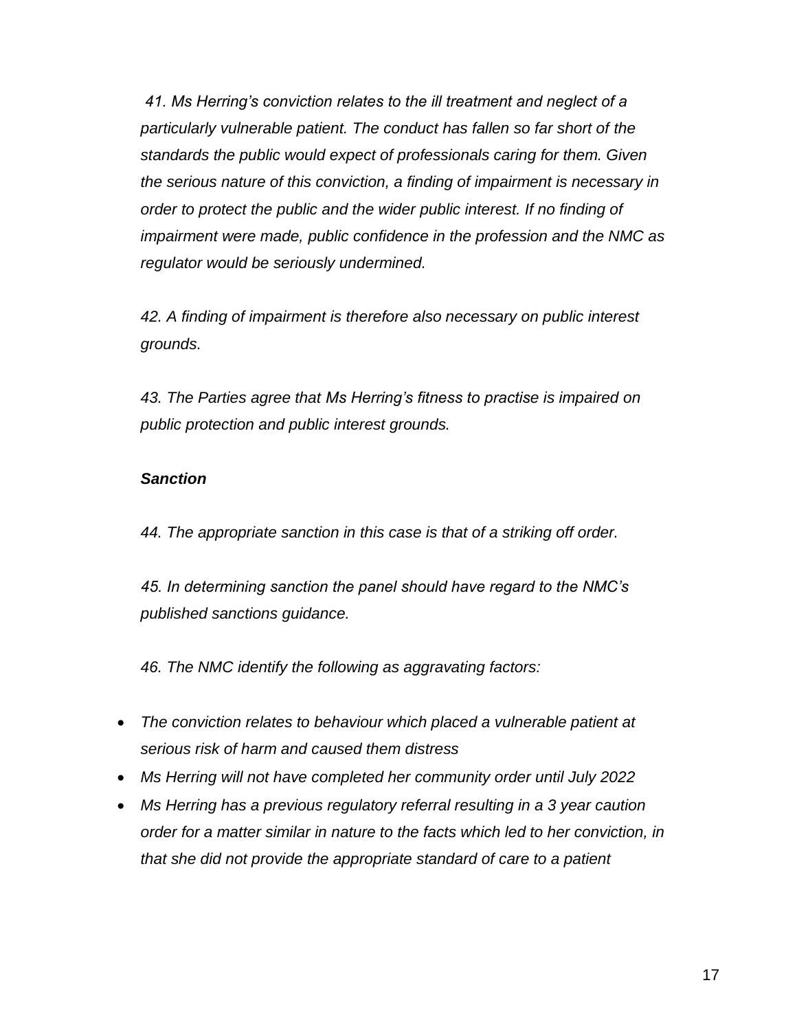*41. Ms Herring's conviction relates to the ill treatment and neglect of a particularly vulnerable patient. The conduct has fallen so far short of the standards the public would expect of professionals caring for them. Given the serious nature of this conviction, a finding of impairment is necessary in order to protect the public and the wider public interest. If no finding of impairment were made, public confidence in the profession and the NMC as regulator would be seriously undermined.*

*42. A finding of impairment is therefore also necessary on public interest grounds.*

*43. The Parties agree that Ms Herring's fitness to practise is impaired on public protection and public interest grounds.*

***Sanction***

*44. The appropriate sanction in this case is that of a striking off order.*

*45. In determining sanction the panel should have regard to the NMC's published sanctions guidance.*

*46. The NMC identify the following as aggravating factors:*

- *The conviction relates to behaviour which placed a vulnerable patient at serious risk of harm and caused them distress*
- *Ms Herring will not have completed her community order until July 2022*
- *Ms Herring has a previous regulatory referral resulting in a 3 year caution order for a matter similar in nature to the facts which led to her conviction, in that she did not provide the appropriate standard of care to a patient*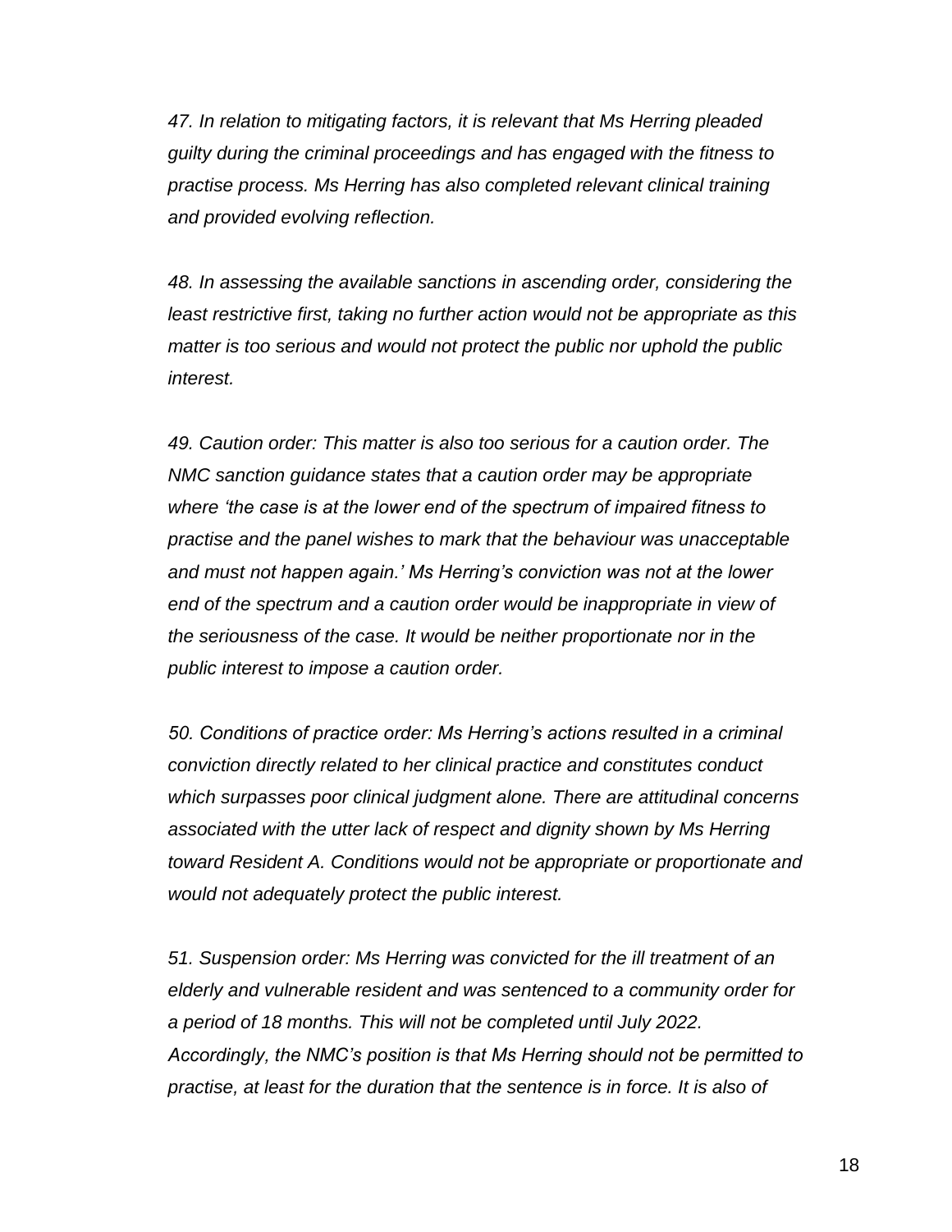*47. In relation to mitigating factors, it is relevant that Ms Herring pleaded guilty during the criminal proceedings and has engaged with the fitness to practise process. Ms Herring has also completed relevant clinical training and provided evolving reflection.*

*48. In assessing the available sanctions in ascending order, considering the least restrictive first, taking no further action would not be appropriate as this matter is too serious and would not protect the public nor uphold the public interest.*

*49. Caution order: This matter is also too serious for a caution order. The NMC sanction guidance states that a caution order may be appropriate where 'the case is at the lower end of the spectrum of impaired fitness to practise and the panel wishes to mark that the behaviour was unacceptable and must not happen again.' Ms Herring's conviction was not at the lower end of the spectrum and a caution order would be inappropriate in view of the seriousness of the case. It would be neither proportionate nor in the public interest to impose a caution order.*

*50. Conditions of practice order: Ms Herring's actions resulted in a criminal conviction directly related to her clinical practice and constitutes conduct which surpasses poor clinical judgment alone. There are attitudinal concerns associated with the utter lack of respect and dignity shown by Ms Herring toward Resident A. Conditions would not be appropriate or proportionate and would not adequately protect the public interest.*

*51. Suspension order: Ms Herring was convicted for the ill treatment of an elderly and vulnerable resident and was sentenced to a community order for a period of 18 months. This will not be completed until July 2022. Accordingly, the NMC's position is that Ms Herring should not be permitted to practise, at least for the duration that the sentence is in force. It is also of*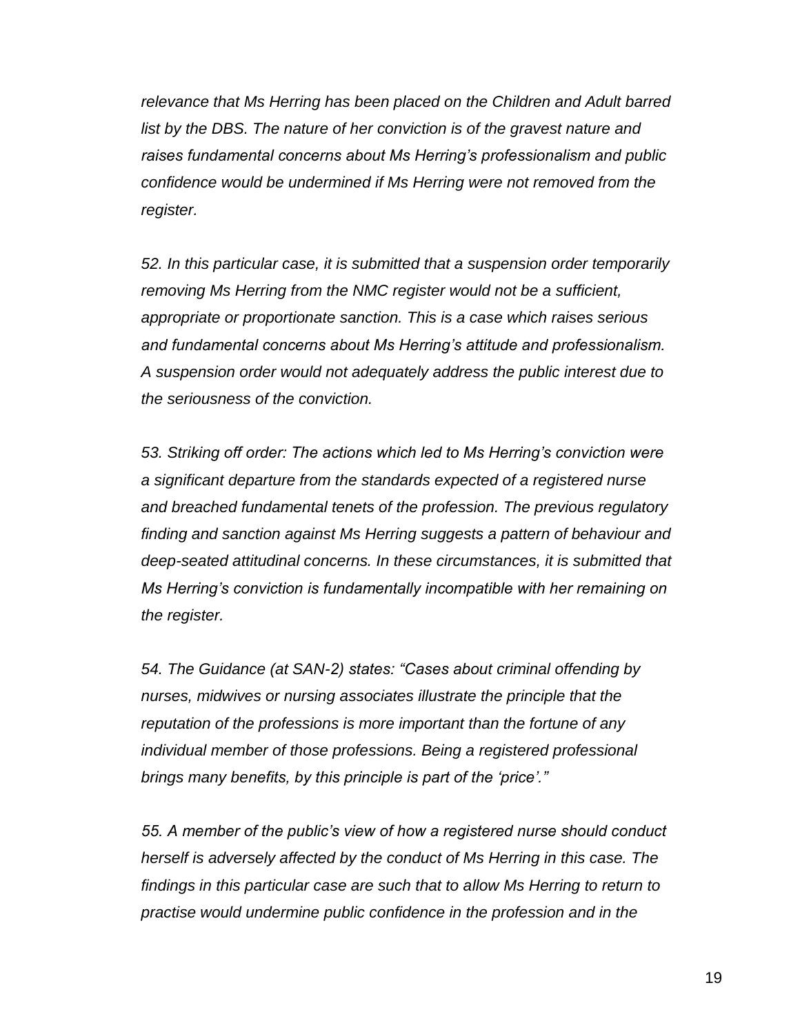*relevance that Ms Herring has been placed on the Children and Adult barred list by the DBS. The nature of her conviction is of the gravest nature and raises fundamental concerns about Ms Herring's professionalism and public confidence would be undermined if Ms Herring were not removed from the register.*

*52. In this particular case, it is submitted that a suspension order temporarily removing Ms Herring from the NMC register would not be a sufficient, appropriate or proportionate sanction. This is a case which raises serious and fundamental concerns about Ms Herring's attitude and professionalism. A suspension order would not adequately address the public interest due to the seriousness of the conviction.*

*53. Striking off order: The actions which led to Ms Herring's conviction were a significant departure from the standards expected of a registered nurse and breached fundamental tenets of the profession. The previous regulatory finding and sanction against Ms Herring suggests a pattern of behaviour and deep-seated attitudinal concerns. In these circumstances, it is submitted that Ms Herring's conviction is fundamentally incompatible with her remaining on the register.*

*54. The Guidance (at SAN-2) states: "Cases about criminal offending by nurses, midwives or nursing associates illustrate the principle that the reputation of the professions is more important than the fortune of any individual member of those professions. Being a registered professional brings many benefits, by this principle is part of the 'price'."*

*55. A member of the public's view of how a registered nurse should conduct herself is adversely affected by the conduct of Ms Herring in this case. The findings in this particular case are such that to allow Ms Herring to return to practise would undermine public confidence in the profession and in the*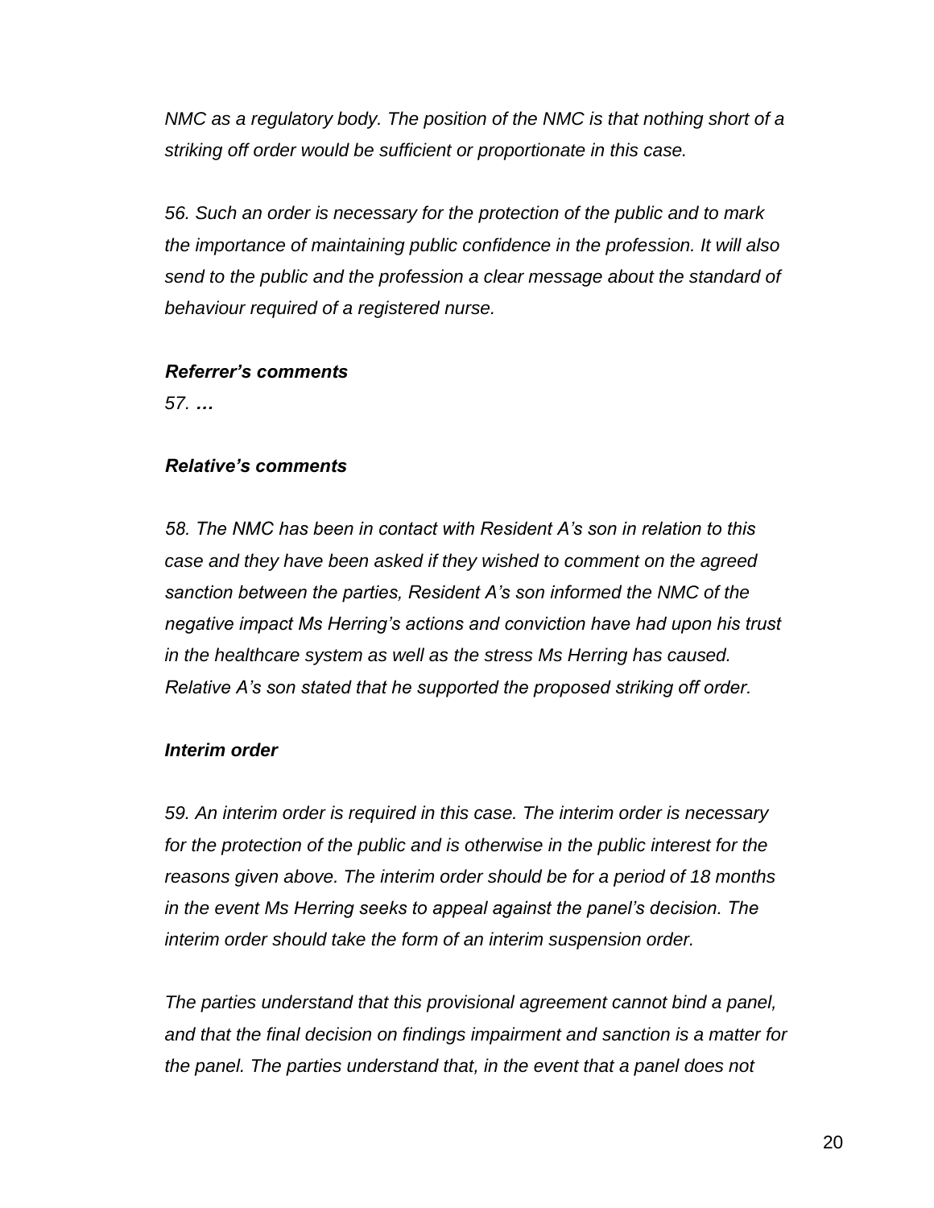*NMC as a regulatory body. The position of the NMC is that nothing short of a striking off order would be sufficient or proportionate in this case.*

*56. Such an order is necessary for the protection of the public and to mark the importance of maintaining public confidence in the profession. It will also send to the public and the profession a clear message about the standard of behaviour required of a registered nurse.*

***Referrer's comments***

*57. …*

***Relative's comments***

*58. The NMC has been in contact with Resident A's son in relation to this case and they have been asked if they wished to comment on the agreed sanction between the parties, Resident A's son informed the NMC of the negative impact Ms Herring's actions and conviction have had upon his trust in the healthcare system as well as the stress Ms Herring has caused. Relative A's son stated that he supported the proposed striking off order.*

***Interim order***

*59. An interim order is required in this case. The interim order is necessary for the protection of the public and is otherwise in the public interest for the reasons given above. The interim order should be for a period of 18 months in the event Ms Herring seeks to appeal against the panel's decision. The interim order should take the form of an interim suspension order.*

*The parties understand that this provisional agreement cannot bind a panel, and that the final decision on findings impairment and sanction is a matter for the panel. The parties understand that, in the event that a panel does not*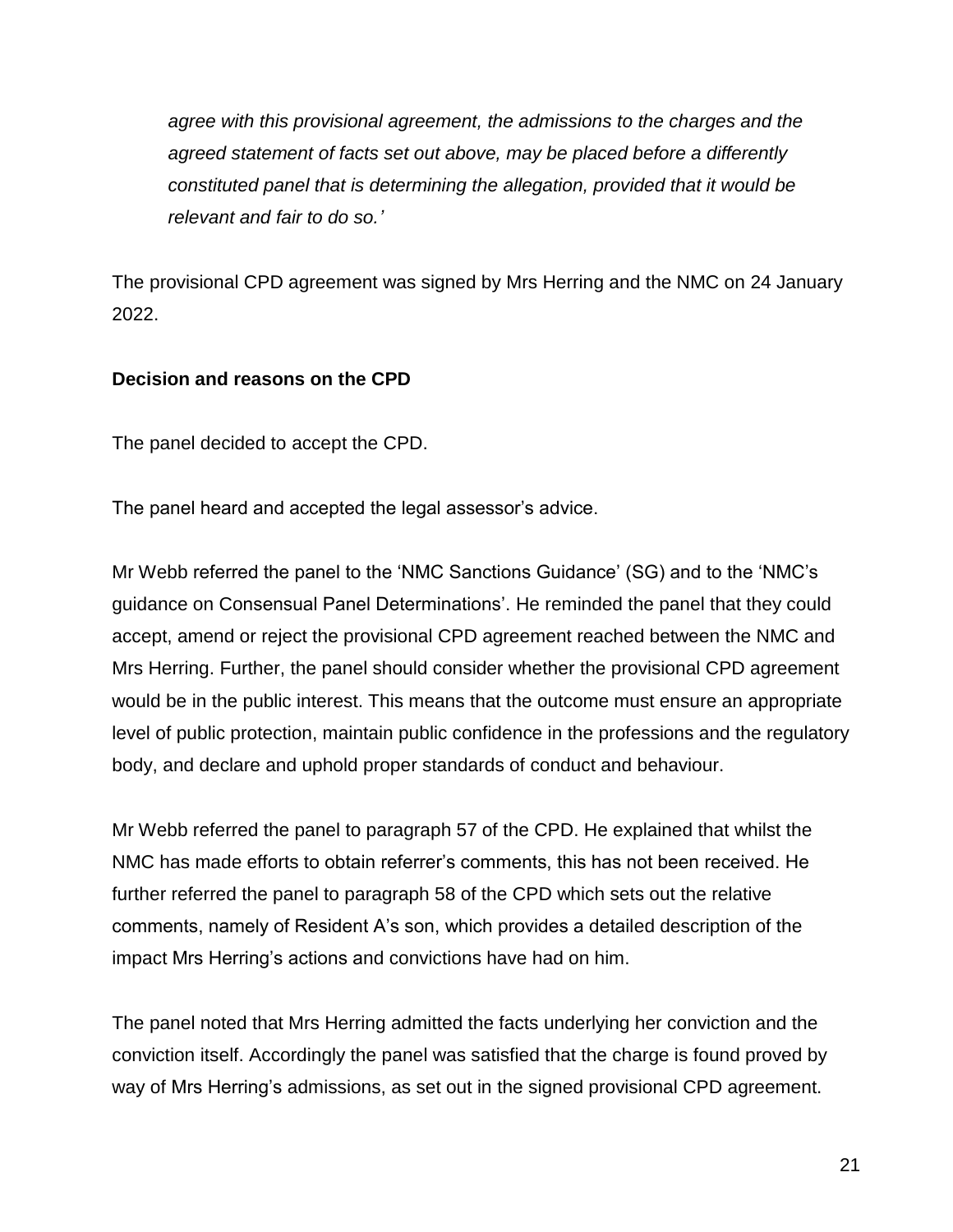*agree with this provisional agreement, the admissions to the charges and the agreed statement of facts set out above, may be placed before a differently constituted panel that is determining the allegation, provided that it would be relevant and fair to do so.'*

The provisional CPD agreement was signed by Mrs Herring and the NMC on 24 January 2022.

**Decision and reasons on the CPD**

The panel decided to accept the CPD.

The panel heard and accepted the legal assessor's advice.

Mr Webb referred the panel to the 'NMC Sanctions Guidance' (SG) and to the 'NMC's guidance on Consensual Panel Determinations'. He reminded the panel that they could accept, amend or reject the provisional CPD agreement reached between the NMC and Mrs Herring. Further, the panel should consider whether the provisional CPD agreement would be in the public interest. This means that the outcome must ensure an appropriate level of public protection, maintain public confidence in the professions and the regulatory body, and declare and uphold proper standards of conduct and behaviour.

Mr Webb referred the panel to paragraph 57 of the CPD. He explained that whilst the NMC has made efforts to obtain referrer's comments, this has not been received. He further referred the panel to paragraph 58 of the CPD which sets out the relative comments, namely of Resident A's son, which provides a detailed description of the impact Mrs Herring's actions and convictions have had on him.

The panel noted that Mrs Herring admitted the facts underlying her conviction and the conviction itself. Accordingly the panel was satisfied that the charge is found proved by way of Mrs Herring's admissions, as set out in the signed provisional CPD agreement.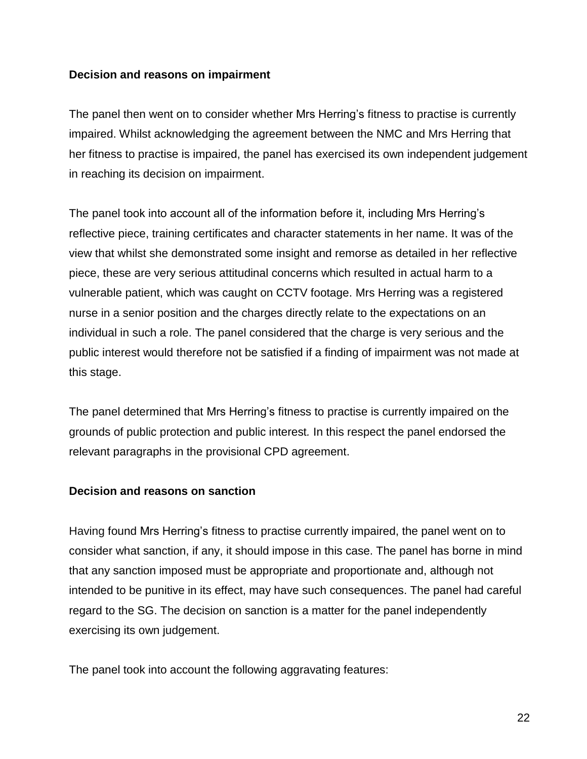**Decision and reasons on impairment**

The panel then went on to consider whether Mrs Herring's fitness to practise is currently impaired. Whilst acknowledging the agreement between the NMC and Mrs Herring that her fitness to practise is impaired, the panel has exercised its own independent judgement in reaching its decision on impairment.

The panel took into account all of the information before it, including Mrs Herring's reflective piece, training certificates and character statements in her name. It was of the view that whilst she demonstrated some insight and remorse as detailed in her reflective piece, these are very serious attitudinal concerns which resulted in actual harm to a vulnerable patient, which was caught on CCTV footage. Mrs Herring was a registered nurse in a senior position and the charges directly relate to the expectations on an individual in such a role. The panel considered that the charge is very serious and the public interest would therefore not be satisfied if a finding of impairment was not made at this stage.

The panel determined that Mrs Herring's fitness to practise is currently impaired on the grounds of public protection and public interest. In this respect the panel endorsed the relevant paragraphs in the provisional CPD agreement.

**Decision and reasons on sanction**

Having found Mrs Herring's fitness to practise currently impaired, the panel went on to consider what sanction, if any, it should impose in this case. The panel has borne in mind that any sanction imposed must be appropriate and proportionate and, although not intended to be punitive in its effect, may have such consequences. The panel had careful regard to the SG. The decision on sanction is a matter for the panel independently exercising its own judgement.

The panel took into account the following aggravating features: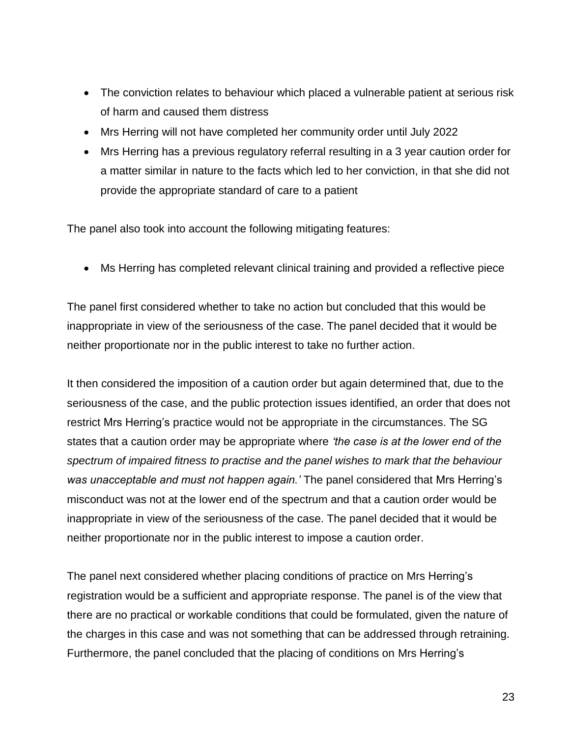- The conviction relates to behaviour which placed a vulnerable patient at serious risk of harm and caused them distress
- Mrs Herring will not have completed her community order until July 2022
- Mrs Herring has a previous regulatory referral resulting in a 3 year caution order for a matter similar in nature to the facts which led to her conviction, in that she did not provide the appropriate standard of care to a patient

The panel also took into account the following mitigating features:

- Ms Herring has completed relevant clinical training and provided a reflective piece

The panel first considered whether to take no action but concluded that this would be inappropriate in view of the seriousness of the case. The panel decided that it would be neither proportionate nor in the public interest to take no further action.

It then considered the imposition of a caution order but again determined that, due to the seriousness of the case, and the public protection issues identified, an order that does not restrict Mrs Herring's practice would not be appropriate in the circumstances. The SG states that a caution order may be appropriate where *'the case is at the lower end of the spectrum of impaired fitness to practise and the panel wishes to mark that the behaviour was unacceptable and must not happen again.'* The panel considered that Mrs Herring's misconduct was not at the lower end of the spectrum and that a caution order would be inappropriate in view of the seriousness of the case. The panel decided that it would be neither proportionate nor in the public interest to impose a caution order.

The panel next considered whether placing conditions of practice on Mrs Herring's registration would be a sufficient and appropriate response. The panel is of the view that there are no practical or workable conditions that could be formulated, given the nature of the charges in this case and was not something that can be addressed through retraining. Furthermore, the panel concluded that the placing of conditions on Mrs Herring's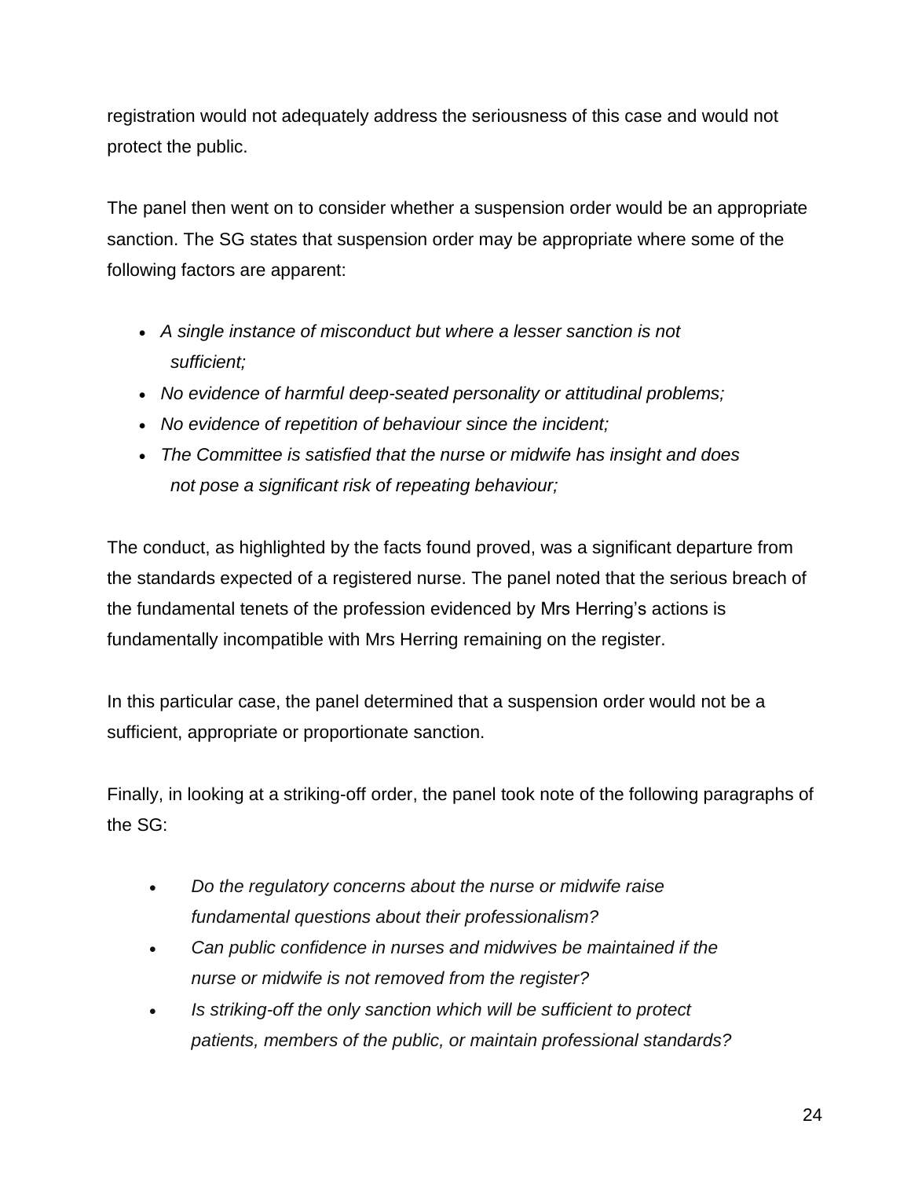registration would not adequately address the seriousness of this case and would not protect the public.

The panel then went on to consider whether a suspension order would be an appropriate sanction. The SG states that suspension order may be appropriate where some of the following factors are apparent:

- *A single instance of misconduct but where a lesser sanction is not sufficient;*
- *No evidence of harmful deep-seated personality or attitudinal problems;*
- *No evidence of repetition of behaviour since the incident;*
- *The Committee is satisfied that the nurse or midwife has insight and does not pose a significant risk of repeating behaviour;*

The conduct, as highlighted by the facts found proved, was a significant departure from the standards expected of a registered nurse. The panel noted that the serious breach of the fundamental tenets of the profession evidenced by Mrs Herring's actions is fundamentally incompatible with Mrs Herring remaining on the register.

In this particular case, the panel determined that a suspension order would not be a sufficient, appropriate or proportionate sanction.

Finally, in looking at a striking-off order, the panel took note of the following paragraphs of the SG:

- *Do the regulatory concerns about the nurse or midwife raise fundamental questions about their professionalism?*
- *Can public confidence in nurses and midwives be maintained if the nurse or midwife is not removed from the register?*
- *Is striking-off the only sanction which will be sufficient to protect patients, members of the public, or maintain professional standards?*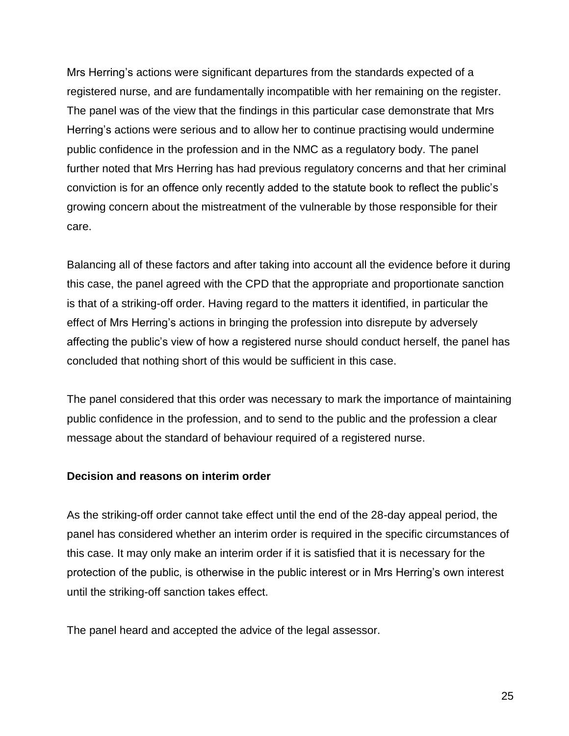Mrs Herring’s actions were significant departures from the standards expected of a registered nurse, and are fundamentally incompatible with her remaining on the register. The panel was of the view that the findings in this particular case demonstrate that Mrs Herring’s actions were serious and to allow her to continue practising would undermine public confidence in the profession and in the NMC as a regulatory body. The panel further noted that Mrs Herring has had previous regulatory concerns and that her criminal conviction is for an offence only recently added to the statute book to reflect the public’s growing concern about the mistreatment of the vulnerable by those responsible for their care.

Balancing all of these factors and after taking into account all the evidence before it during this case, the panel agreed with the CPD that the appropriate and proportionate sanction is that of a striking-off order. Having regard to the matters it identified, in particular the effect of Mrs Herring’s actions in bringing the profession into disrepute by adversely affecting the public’s view of how a registered nurse should conduct herself, the panel has concluded that nothing short of this would be sufficient in this case.

The panel considered that this order was necessary to mark the importance of maintaining public confidence in the profession, and to send to the public and the profession a clear message about the standard of behaviour required of a registered nurse.

**Decision and reasons on interim order**

As the striking-off order cannot take effect until the end of the 28-day appeal period, the panel has considered whether an interim order is required in the specific circumstances of this case. It may only make an interim order if it is satisfied that it is necessary for the protection of the public, is otherwise in the public interest or in Mrs Herring’s own interest until the striking-off sanction takes effect.

The panel heard and accepted the advice of the legal assessor.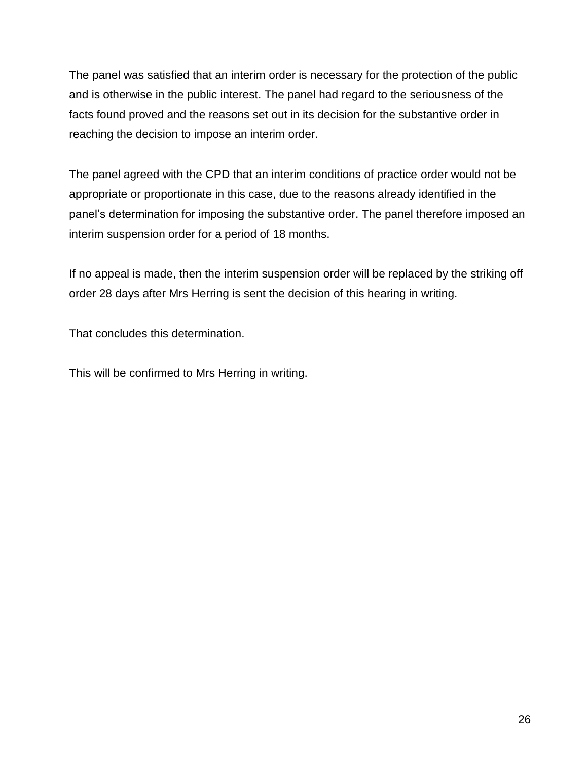The panel was satisfied that an interim order is necessary for the protection of the public and is otherwise in the public interest. The panel had regard to the seriousness of the facts found proved and the reasons set out in its decision for the substantive order in reaching the decision to impose an interim order.

The panel agreed with the CPD that an interim conditions of practice order would not be appropriate or proportionate in this case, due to the reasons already identified in the panel's determination for imposing the substantive order. The panel therefore imposed an interim suspension order for a period of 18 months.

If no appeal is made, then the interim suspension order will be replaced by the striking off order 28 days after Mrs Herring is sent the decision of this hearing in writing.

That concludes this determination.

This will be confirmed to Mrs Herring in writing.